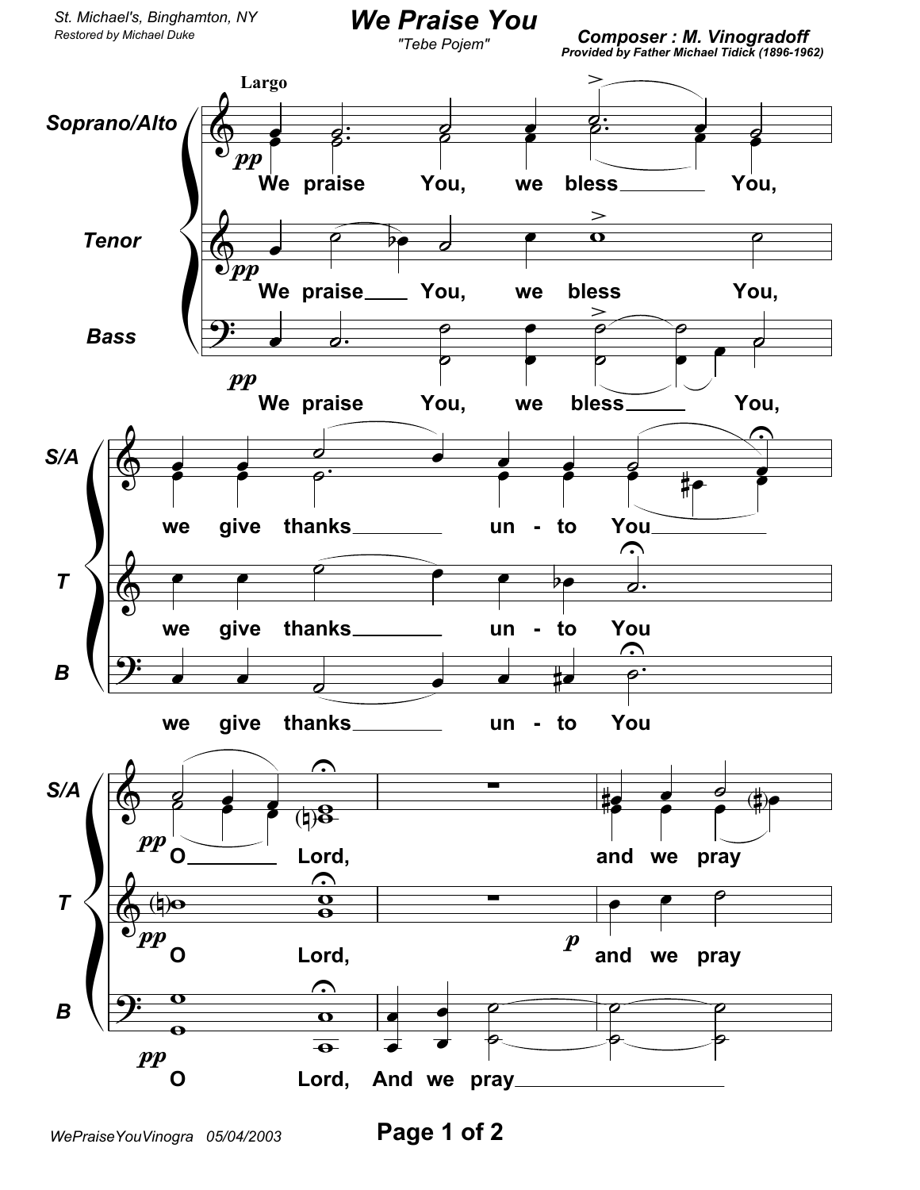St. Michael's, Binghamton, NY
Restored by Michael Duke

# We Praise You

"Tebe Pojem"

**Composer : M. Vinogradoff**
**Provided by Father Michael Tidick (1896-1962)**

Largo

Soprano/Alto: We praise You, we bless You, we give thanks unto You O Lord, and we pray

Tenor: We praise You, we bless You, we give thanks unto You O Lord, and we pray

Bass: We praise You, we bless You, we give thanks unto You O Lord, And we pray

WePraiseYouVinogra 05/04/2003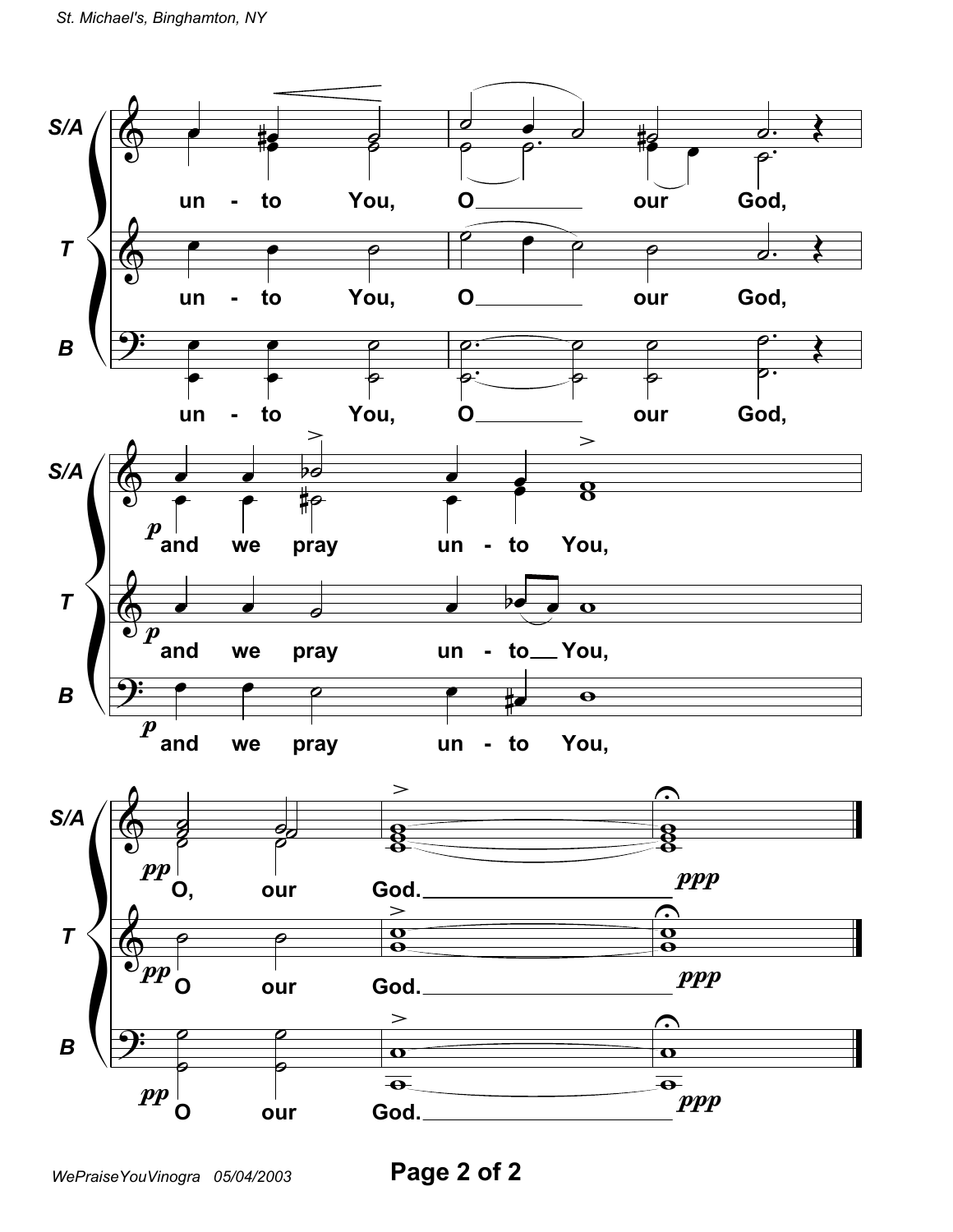S/A

un - to You, O our God,

T

un - to You, O our God,

B

un - to You, O our God,

S/A

*p* and we pray un - to You,

T

*p* and we pray un - to You,

B

*p* and we pray un - to You,

S/A

*pp* O, our God. *ppp*

T

*pp* O our God. *ppp*

B

*pp* O our God. *ppp*